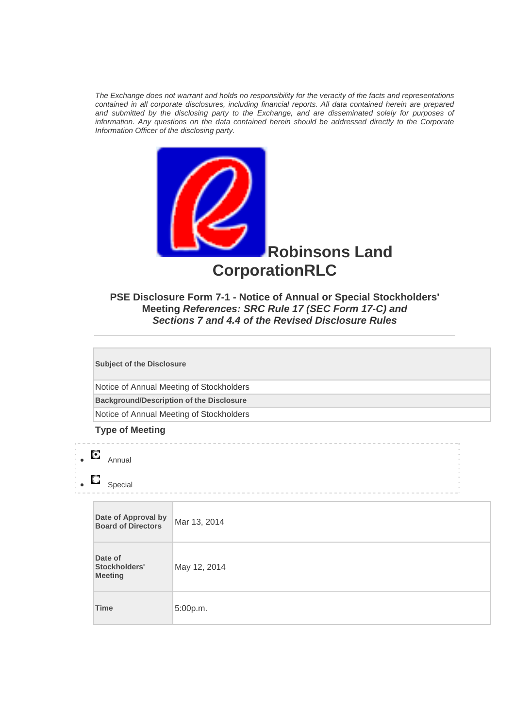*The Exchange does not warrant and holds no responsibility for the veracity of the facts and representations contained in all corporate disclosures, including financial reports. All data contained herein are prepared and submitted by the disclosing party to the Exchange, and are disseminated solely for purposes of information. Any questions on the data contained herein should be addressed directly to the Corporate Information Officer of the disclosing party.*

# Robinsons Land CorporationRLC

## PSE Disclosure Form 7-1 - Notice of Annual or Special Stockholders' Meeting *References: SRC Rule 17 (SEC Form 17-C) and Sections 7 and 4.4 of the Revised Disclosure Rules*

---

| **Subject of the Disclosure** |
|---|
| Notice of Annual Meeting of Stockholders |
| **Background/Description of the Disclosure** |
| Notice of Annual Meeting of Stockholders |

### Type of Meeting

- (selected) Annual
- (not selected) Special

| | |
|---|---|
| **Date of Approval by Board of Directors** | Mar 13, 2014 |
| **Date of Stockholders' Meeting** | May 12, 2014 |
| **Time** | 5:00p.m. |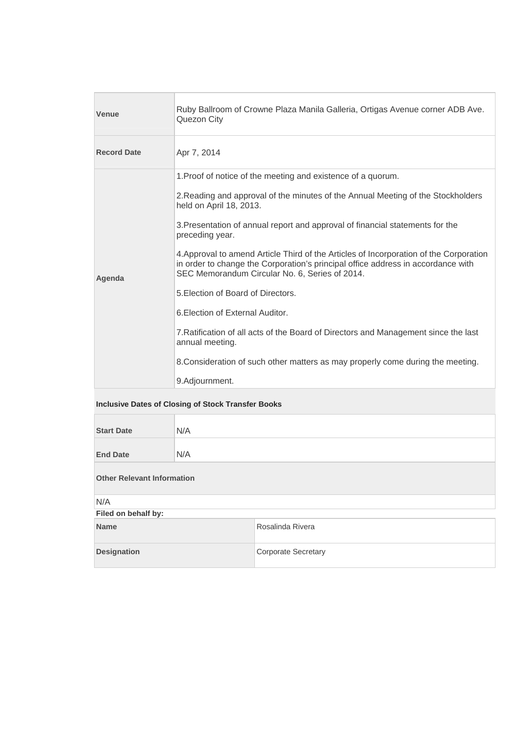| | |
|---|---|
| **Venue** | Ruby Ballroom of Crowne Plaza Manila Galleria, Ortigas Avenue corner ADB Ave. Quezon City |
| **Record Date** | Apr 7, 2014 |
| **Agenda** | 1.Proof of notice of the meeting and existence of a quorum.<br><br>2.Reading and approval of the minutes of the Annual Meeting of the Stockholders held on April 18, 2013.<br><br>3.Presentation of annual report and approval of financial statements for the preceding year.<br><br>4.Approval to amend Article Third of the Articles of Incorporation of the Corporation in order to change the Corporation's principal office address in accordance with SEC Memorandum Circular No. 6, Series of 2014.<br><br>5.Election of Board of Directors.<br><br>6.Election of External Auditor.<br><br>7.Ratification of all acts of the Board of Directors and Management since the last annual meeting.<br><br>8.Consideration of such other matters as may properly come during the meeting.<br><br>9.Adjournment. |

**Inclusive Dates of Closing of Stock Transfer Books**

| | |
|---|---|
| **Start Date** | N/A |
| **End Date** | N/A |

**Other Relevant Information**

N/A

**Filed on behalf by:**

| | |
|---|---|
| **Name** | Rosalinda Rivera |
| **Designation** | Corporate Secretary |